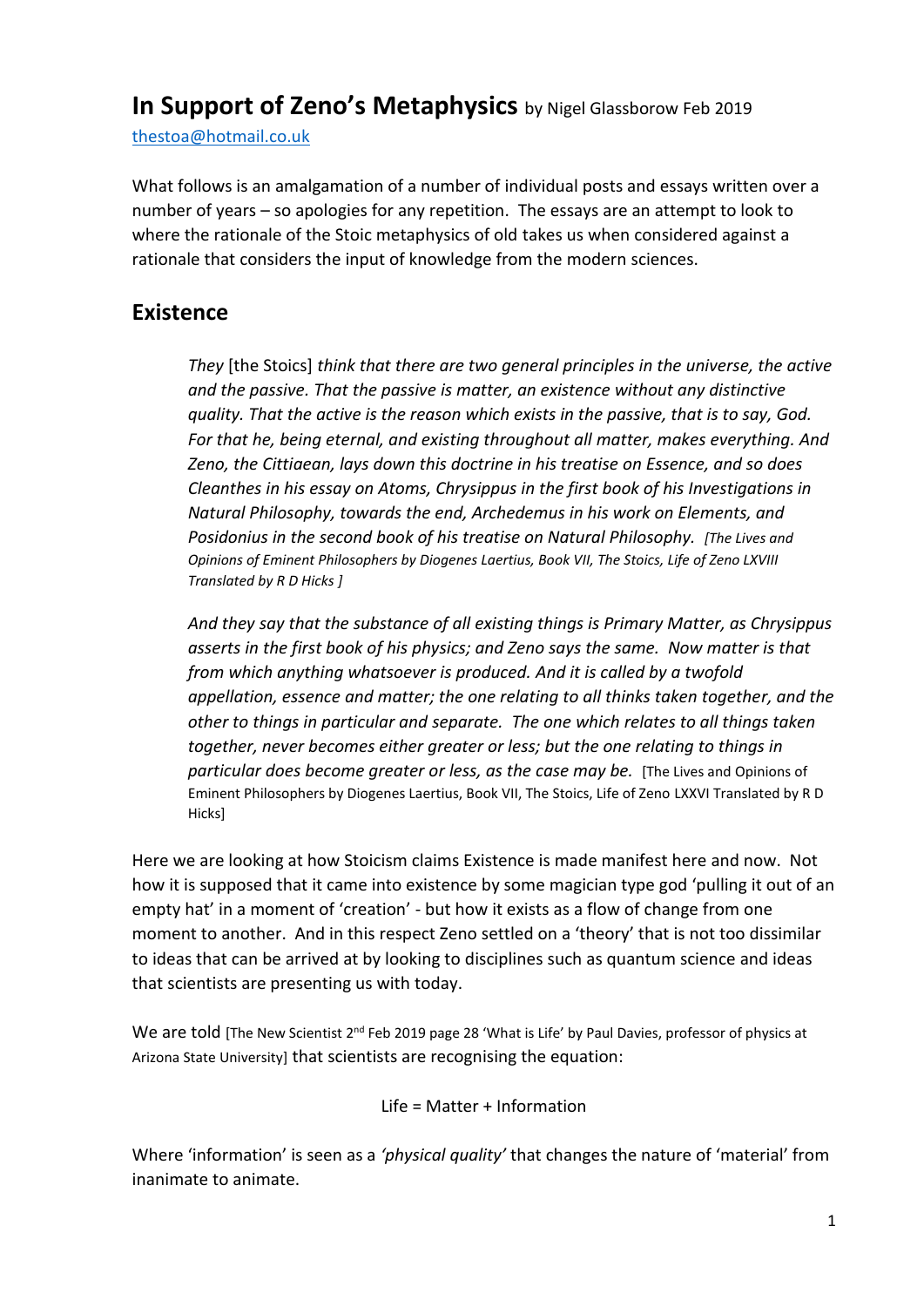# In Support of Zeno's Metaphysics by Nigel Glassborow Feb 2019

thestoa@hotmail.co.uk

What follows is an amalgamation of a number of individual posts and essays written over a number of years – so apologies for any repetition. The essays are an attempt to look to where the rationale of the Stoic metaphysics of old takes us when considered against a rationale that considers the input of knowledge from the modern sciences.

## Existence

> *They* [the Stoics] *think that there are two general principles in the universe, the active and the passive. That the passive is matter, an existence without any distinctive quality. That the active is the reason which exists in the passive, that is to say, God. For that he, being eternal, and existing throughout all matter, makes everything. And Zeno, the Cittiaean, lays down this doctrine in his treatise on Essence, and so does Cleanthes in his essay on Atoms, Chrysippus in the first book of his Investigations in Natural Philosophy, towards the end, Archedemus in his work on Elements, and Posidonius in the second book of his treatise on Natural Philosophy. [The Lives and Opinions of Eminent Philosophers by Diogenes Laertius, Book VII, The Stoics, Life of Zeno LXVIII Translated by R D Hicks ]*
>
> *And they say that the substance of all existing things is Primary Matter, as Chrysippus asserts in the first book of his physics; and Zeno says the same. Now matter is that from which anything whatsoever is produced. And it is called by a twofold appellation, essence and matter; the one relating to all thinks taken together, and the other to things in particular and separate. The one which relates to all things taken together, never becomes either greater or less; but the one relating to things in particular does become greater or less, as the case may be.* [The Lives and Opinions of Eminent Philosophers by Diogenes Laertius, Book VII, The Stoics, Life of Zeno LXXVI Translated by R D Hicks]

Here we are looking at how Stoicism claims Existence is made manifest here and now. Not how it is supposed that it came into existence by some magician type god 'pulling it out of an empty hat' in a moment of 'creation' - but how it exists as a flow of change from one moment to another. And in this respect Zeno settled on a 'theory' that is not too dissimilar to ideas that can be arrived at by looking to disciplines such as quantum science and ideas that scientists are presenting us with today.

We are told [The New Scientist 2nd Feb 2019 page 28 'What is Life' by Paul Davies, professor of physics at Arizona State University] that scientists are recognising the equation:

Life = Matter + Information

Where 'information' is seen as a *'physical quality'* that changes the nature of 'material' from inanimate to animate.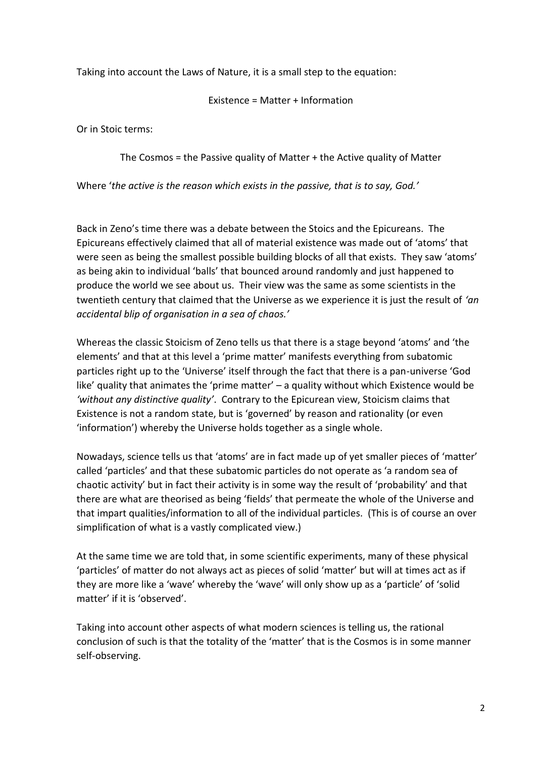Taking into account the Laws of Nature, it is a small step to the equation:

Existence = Matter + Information

Or in Stoic terms:

The Cosmos = the Passive quality of Matter + the Active quality of Matter

Where '*the active is the reason which exists in the passive, that is to say, God.'*

Back in Zeno's time there was a debate between the Stoics and the Epicureans. The Epicureans effectively claimed that all of material existence was made out of 'atoms' that were seen as being the smallest possible building blocks of all that exists. They saw 'atoms' as being akin to individual 'balls' that bounced around randomly and just happened to produce the world we see about us. Their view was the same as some scientists in the twentieth century that claimed that the Universe as we experience it is just the result of *'an accidental blip of organisation in a sea of chaos.'*

Whereas the classic Stoicism of Zeno tells us that there is a stage beyond 'atoms' and 'the elements' and that at this level a 'prime matter' manifests everything from subatomic particles right up to the 'Universe' itself through the fact that there is a pan-universe 'God like' quality that animates the 'prime matter' – a quality without which Existence would be *'without any distinctive quality'*. Contrary to the Epicurean view, Stoicism claims that Existence is not a random state, but is 'governed' by reason and rationality (or even 'information') whereby the Universe holds together as a single whole.

Nowadays, science tells us that 'atoms' are in fact made up of yet smaller pieces of 'matter' called 'particles' and that these subatomic particles do not operate as 'a random sea of chaotic activity' but in fact their activity is in some way the result of 'probability' and that there are what are theorised as being 'fields' that permeate the whole of the Universe and that impart qualities/information to all of the individual particles. (This is of course an over simplification of what is a vastly complicated view.)

At the same time we are told that, in some scientific experiments, many of these physical 'particles' of matter do not always act as pieces of solid 'matter' but will at times act as if they are more like a 'wave' whereby the 'wave' will only show up as a 'particle' of 'solid matter' if it is 'observed'.

Taking into account other aspects of what modern sciences is telling us, the rational conclusion of such is that the totality of the 'matter' that is the Cosmos is in some manner self-observing.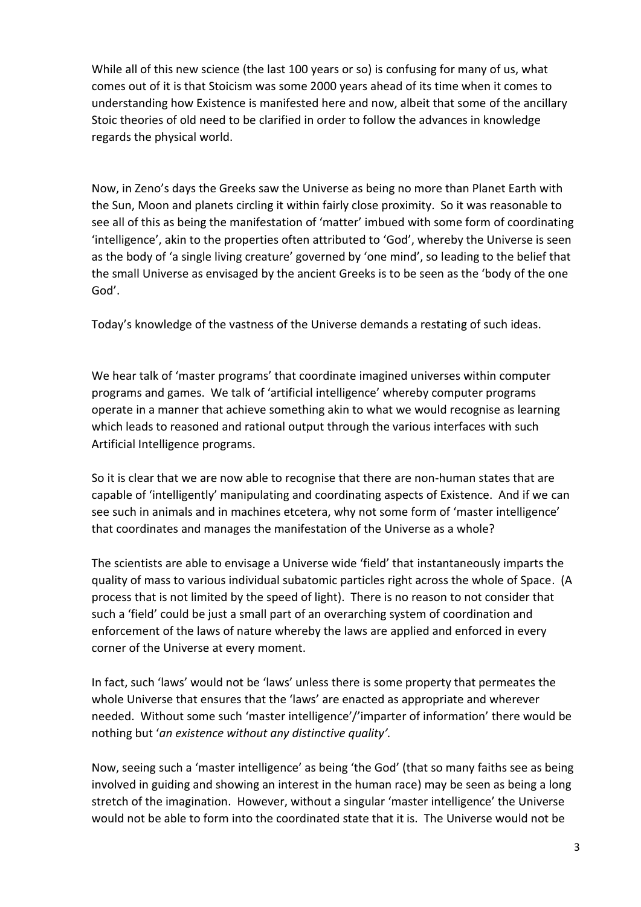While all of this new science (the last 100 years or so) is confusing for many of us, what comes out of it is that Stoicism was some 2000 years ahead of its time when it comes to understanding how Existence is manifested here and now, albeit that some of the ancillary Stoic theories of old need to be clarified in order to follow the advances in knowledge regards the physical world.

Now, in Zeno's days the Greeks saw the Universe as being no more than Planet Earth with the Sun, Moon and planets circling it within fairly close proximity. So it was reasonable to see all of this as being the manifestation of 'matter' imbued with some form of coordinating 'intelligence', akin to the properties often attributed to 'God', whereby the Universe is seen as the body of 'a single living creature' governed by 'one mind', so leading to the belief that the small Universe as envisaged by the ancient Greeks is to be seen as the 'body of the one God'.

Today's knowledge of the vastness of the Universe demands a restating of such ideas.

We hear talk of 'master programs' that coordinate imagined universes within computer programs and games. We talk of 'artificial intelligence' whereby computer programs operate in a manner that achieve something akin to what we would recognise as learning which leads to reasoned and rational output through the various interfaces with such Artificial Intelligence programs.

So it is clear that we are now able to recognise that there are non-human states that are capable of 'intelligently' manipulating and coordinating aspects of Existence. And if we can see such in animals and in machines etcetera, why not some form of 'master intelligence' that coordinates and manages the manifestation of the Universe as a whole?

The scientists are able to envisage a Universe wide 'field' that instantaneously imparts the quality of mass to various individual subatomic particles right across the whole of Space. (A process that is not limited by the speed of light). There is no reason to not consider that such a 'field' could be just a small part of an overarching system of coordination and enforcement of the laws of nature whereby the laws are applied and enforced in every corner of the Universe at every moment.

In fact, such 'laws' would not be 'laws' unless there is some property that permeates the whole Universe that ensures that the 'laws' are enacted as appropriate and wherever needed. Without some such 'master intelligence'/'imparter of information' there would be nothing but '*an existence without any distinctive quality'.*

Now, seeing such a 'master intelligence' as being 'the God' (that so many faiths see as being involved in guiding and showing an interest in the human race) may be seen as being a long stretch of the imagination. However, without a singular 'master intelligence' the Universe would not be able to form into the coordinated state that it is. The Universe would not be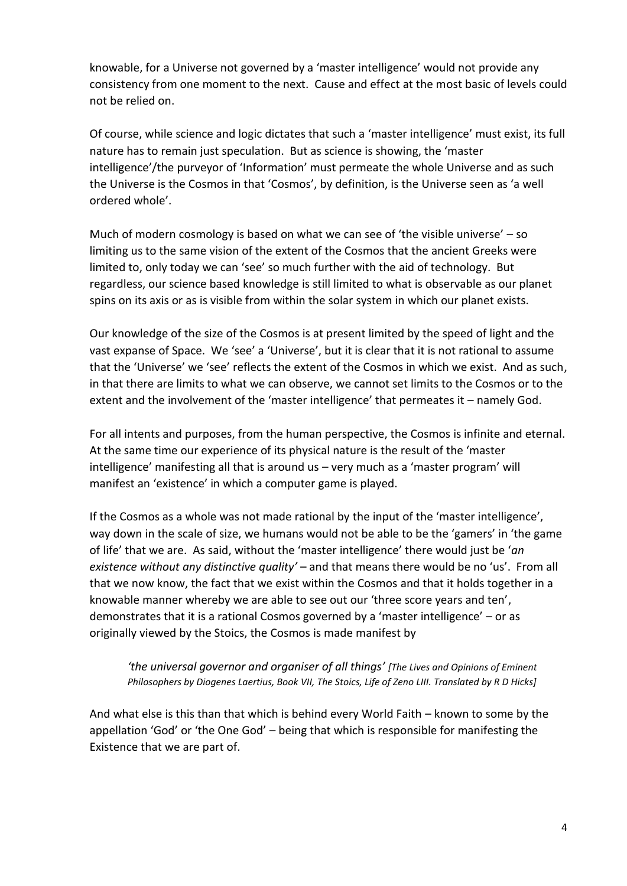knowable, for a Universe not governed by a 'master intelligence' would not provide any consistency from one moment to the next. Cause and effect at the most basic of levels could not be relied on.

Of course, while science and logic dictates that such a 'master intelligence' must exist, its full nature has to remain just speculation. But as science is showing, the 'master intelligence'/the purveyor of 'Information' must permeate the whole Universe and as such the Universe is the Cosmos in that 'Cosmos', by definition, is the Universe seen as 'a well ordered whole'.

Much of modern cosmology is based on what we can see of 'the visible universe' – so limiting us to the same vision of the extent of the Cosmos that the ancient Greeks were limited to, only today we can 'see' so much further with the aid of technology. But regardless, our science based knowledge is still limited to what is observable as our planet spins on its axis or as is visible from within the solar system in which our planet exists.

Our knowledge of the size of the Cosmos is at present limited by the speed of light and the vast expanse of Space. We 'see' a 'Universe', but it is clear that it is not rational to assume that the 'Universe' we 'see' reflects the extent of the Cosmos in which we exist. And as such, in that there are limits to what we can observe, we cannot set limits to the Cosmos or to the extent and the involvement of the 'master intelligence' that permeates it – namely God.

For all intents and purposes, from the human perspective, the Cosmos is infinite and eternal. At the same time our experience of its physical nature is the result of the 'master intelligence' manifesting all that is around us – very much as a 'master program' will manifest an 'existence' in which a computer game is played.

If the Cosmos as a whole was not made rational by the input of the 'master intelligence', way down in the scale of size, we humans would not be able to be the 'gamers' in 'the game of life' that we are. As said, without the 'master intelligence' there would just be '*an existence without any distinctive quality'* – and that means there would be no 'us'. From all that we now know, the fact that we exist within the Cosmos and that it holds together in a knowable manner whereby we are able to see out our 'three score years and ten', demonstrates that it is a rational Cosmos governed by a 'master intelligence' – or as originally viewed by the Stoics, the Cosmos is made manifest by

> ***'the universal governor and organiser of all things'*** *[The Lives and Opinions of Eminent Philosophers by Diogenes Laertius, Book VII, The Stoics, Life of Zeno LIII. Translated by R D Hicks]*

And what else is this than that which is behind every World Faith – known to some by the appellation 'God' or 'the One God' – being that which is responsible for manifesting the Existence that we are part of.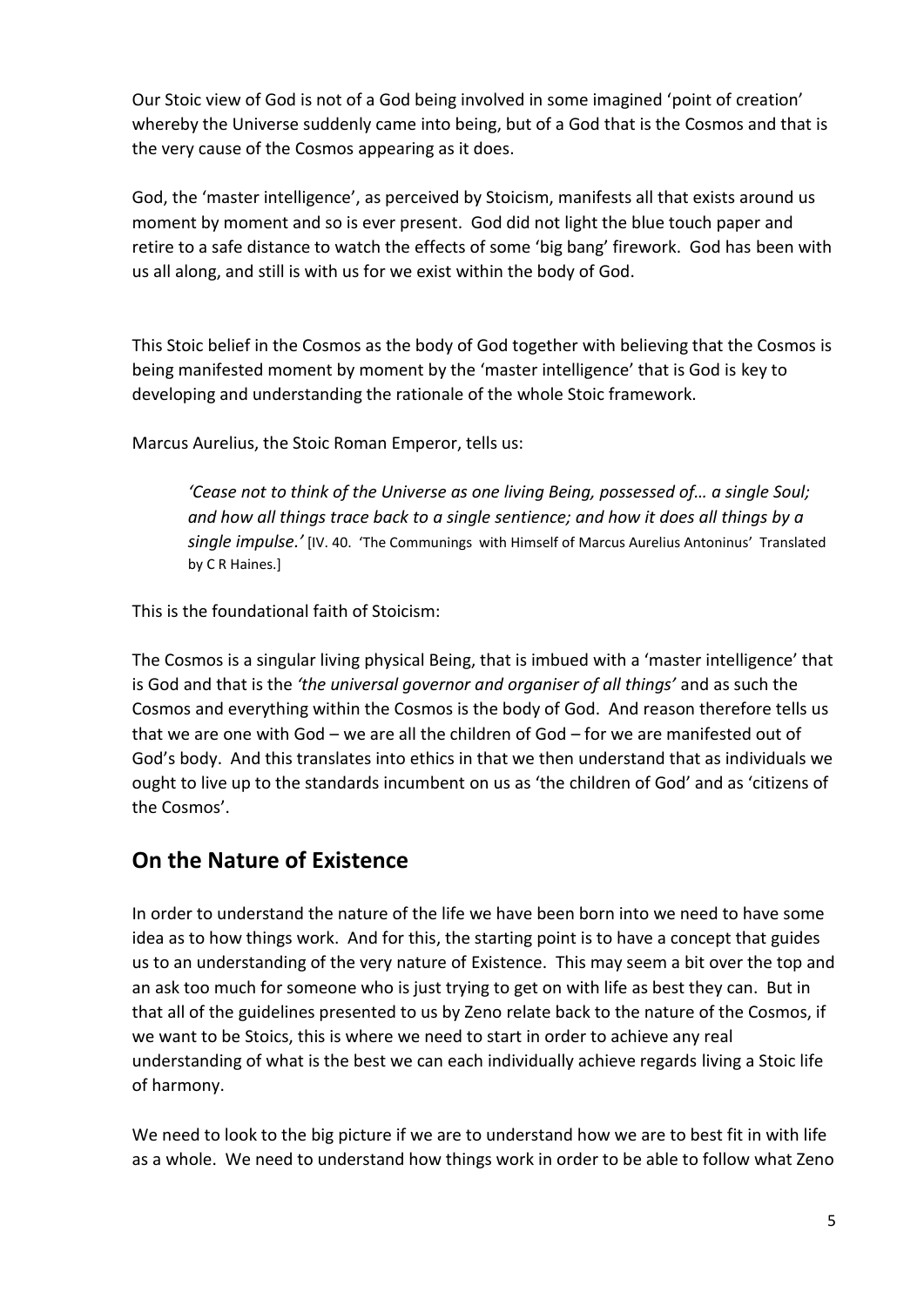Our Stoic view of God is not of a God being involved in some imagined 'point of creation' whereby the Universe suddenly came into being, but of a God that is the Cosmos and that is the very cause of the Cosmos appearing as it does.

God, the 'master intelligence', as perceived by Stoicism, manifests all that exists around us moment by moment and so is ever present. God did not light the blue touch paper and retire to a safe distance to watch the effects of some 'big bang' firework. God has been with us all along, and still is with us for we exist within the body of God.

This Stoic belief in the Cosmos as the body of God together with believing that the Cosmos is being manifested moment by moment by the 'master intelligence' that is God is key to developing and understanding the rationale of the whole Stoic framework.

Marcus Aurelius, the Stoic Roman Emperor, tells us:

> *'Cease not to think of the Universe as one living Being, possessed of… a single Soul; and how all things trace back to a single sentience; and how it does all things by a single impulse.'* [IV. 40. 'The Communings with Himself of Marcus Aurelius Antoninus' Translated by C R Haines.]

This is the foundational faith of Stoicism:

The Cosmos is a singular living physical Being, that is imbued with a 'master intelligence' that is God and that is the *'the universal governor and organiser of all things'* and as such the Cosmos and everything within the Cosmos is the body of God. And reason therefore tells us that we are one with God – we are all the children of God – for we are manifested out of God's body. And this translates into ethics in that we then understand that as individuals we ought to live up to the standards incumbent on us as 'the children of God' and as 'citizens of the Cosmos'.

## On the Nature of Existence

In order to understand the nature of the life we have been born into we need to have some idea as to how things work. And for this, the starting point is to have a concept that guides us to an understanding of the very nature of Existence. This may seem a bit over the top and an ask too much for someone who is just trying to get on with life as best they can. But in that all of the guidelines presented to us by Zeno relate back to the nature of the Cosmos, if we want to be Stoics, this is where we need to start in order to achieve any real understanding of what is the best we can each individually achieve regards living a Stoic life of harmony.

We need to look to the big picture if we are to understand how we are to best fit in with life as a whole. We need to understand how things work in order to be able to follow what Zeno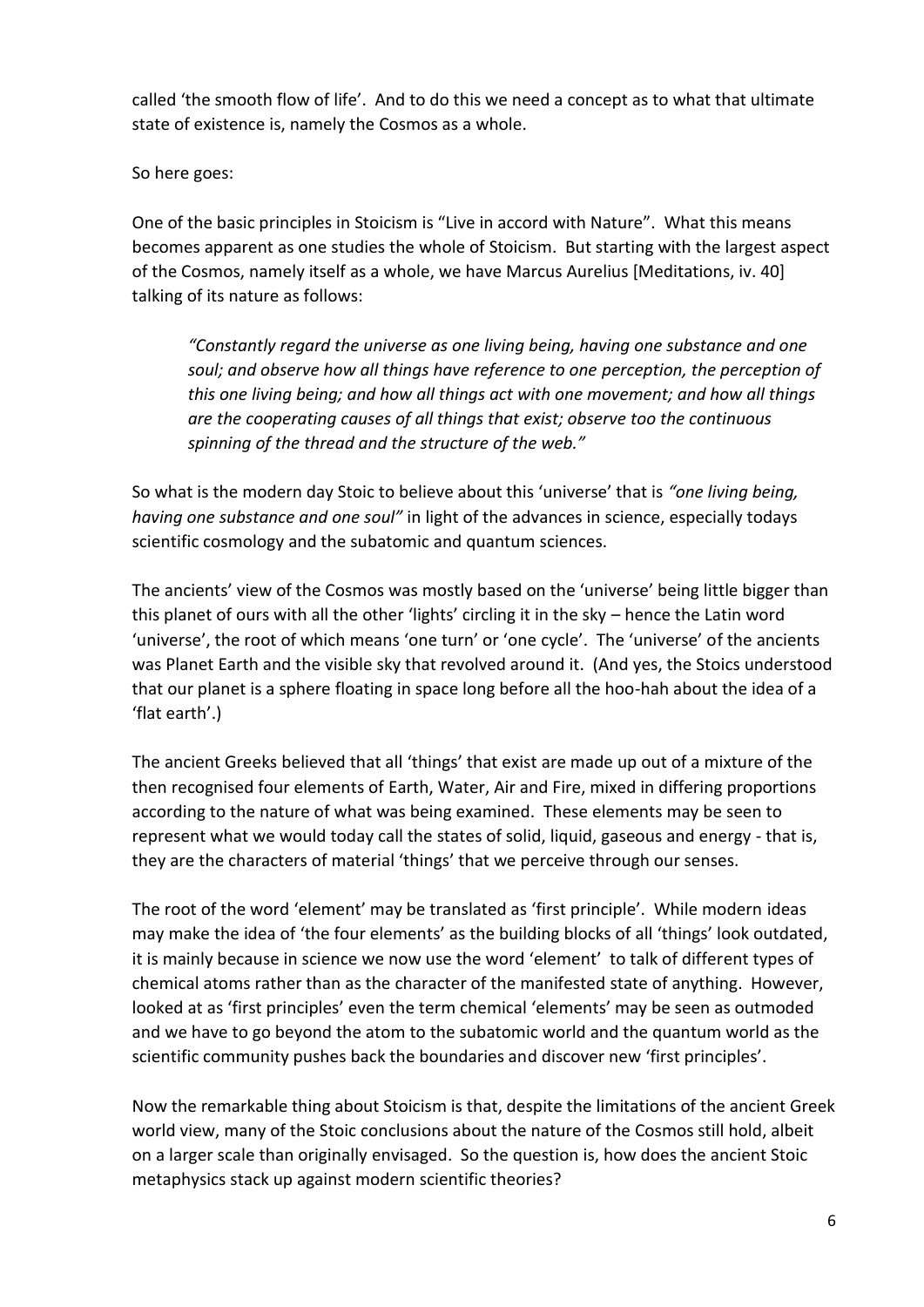called 'the smooth flow of life'. And to do this we need a concept as to what that ultimate state of existence is, namely the Cosmos as a whole.

So here goes:

One of the basic principles in Stoicism is "Live in accord with Nature". What this means becomes apparent as one studies the whole of Stoicism. But starting with the largest aspect of the Cosmos, namely itself as a whole, we have Marcus Aurelius [Meditations, iv. 40] talking of its nature as follows:

> *"Constantly regard the universe as one living being, having one substance and one soul; and observe how all things have reference to one perception, the perception of this one living being; and how all things act with one movement; and how all things are the cooperating causes of all things that exist; observe too the continuous spinning of the thread and the structure of the web."*

So what is the modern day Stoic to believe about this 'universe' that is *"one living being, having one substance and one soul"* in light of the advances in science, especially todays scientific cosmology and the subatomic and quantum sciences.

The ancients' view of the Cosmos was mostly based on the 'universe' being little bigger than this planet of ours with all the other 'lights' circling it in the sky – hence the Latin word 'universe', the root of which means 'one turn' or 'one cycle'. The 'universe' of the ancients was Planet Earth and the visible sky that revolved around it. (And yes, the Stoics understood that our planet is a sphere floating in space long before all the hoo-hah about the idea of a 'flat earth'.)

The ancient Greeks believed that all 'things' that exist are made up out of a mixture of the then recognised four elements of Earth, Water, Air and Fire, mixed in differing proportions according to the nature of what was being examined. These elements may be seen to represent what we would today call the states of solid, liquid, gaseous and energy - that is, they are the characters of material 'things' that we perceive through our senses.

The root of the word 'element' may be translated as 'first principle'. While modern ideas may make the idea of 'the four elements' as the building blocks of all 'things' look outdated, it is mainly because in science we now use the word 'element' to talk of different types of chemical atoms rather than as the character of the manifested state of anything. However, looked at as 'first principles' even the term chemical 'elements' may be seen as outmoded and we have to go beyond the atom to the subatomic world and the quantum world as the scientific community pushes back the boundaries and discover new 'first principles'.

Now the remarkable thing about Stoicism is that, despite the limitations of the ancient Greek world view, many of the Stoic conclusions about the nature of the Cosmos still hold, albeit on a larger scale than originally envisaged. So the question is, how does the ancient Stoic metaphysics stack up against modern scientific theories?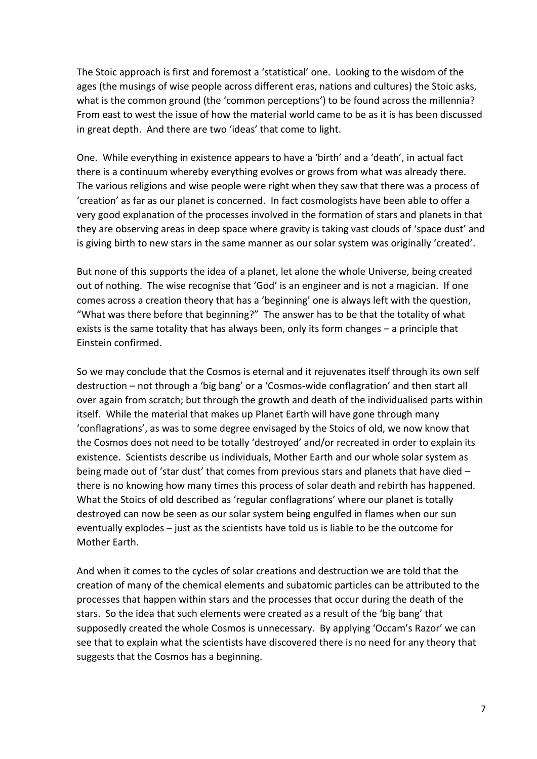The Stoic approach is first and foremost a 'statistical' one. Looking to the wisdom of the ages (the musings of wise people across different eras, nations and cultures) the Stoic asks, what is the common ground (the 'common perceptions') to be found across the millennia? From east to west the issue of how the material world came to be as it is has been discussed in great depth. And there are two 'ideas' that come to light.

One. While everything in existence appears to have a 'birth' and a 'death', in actual fact there is a continuum whereby everything evolves or grows from what was already there. The various religions and wise people were right when they saw that there was a process of 'creation' as far as our planet is concerned. In fact cosmologists have been able to offer a very good explanation of the processes involved in the formation of stars and planets in that they are observing areas in deep space where gravity is taking vast clouds of 'space dust' and is giving birth to new stars in the same manner as our solar system was originally 'created'.

But none of this supports the idea of a planet, let alone the whole Universe, being created out of nothing. The wise recognise that 'God' is an engineer and is not a magician. If one comes across a creation theory that has a 'beginning' one is always left with the question, "What was there before that beginning?" The answer has to be that the totality of what exists is the same totality that has always been, only its form changes – a principle that Einstein confirmed.

So we may conclude that the Cosmos is eternal and it rejuvenates itself through its own self destruction – not through a 'big bang' or a 'Cosmos-wide conflagration' and then start all over again from scratch; but through the growth and death of the individualised parts within itself. While the material that makes up Planet Earth will have gone through many 'conflagrations', as was to some degree envisaged by the Stoics of old, we now know that the Cosmos does not need to be totally 'destroyed' and/or recreated in order to explain its existence. Scientists describe us individuals, Mother Earth and our whole solar system as being made out of 'star dust' that comes from previous stars and planets that have died – there is no knowing how many times this process of solar death and rebirth has happened. What the Stoics of old described as 'regular conflagrations' where our planet is totally destroyed can now be seen as our solar system being engulfed in flames when our sun eventually explodes – just as the scientists have told us is liable to be the outcome for Mother Earth.

And when it comes to the cycles of solar creations and destruction we are told that the creation of many of the chemical elements and subatomic particles can be attributed to the processes that happen within stars and the processes that occur during the death of the stars. So the idea that such elements were created as a result of the 'big bang' that supposedly created the whole Cosmos is unnecessary. By applying 'Occam's Razor' we can see that to explain what the scientists have discovered there is no need for any theory that suggests that the Cosmos has a beginning.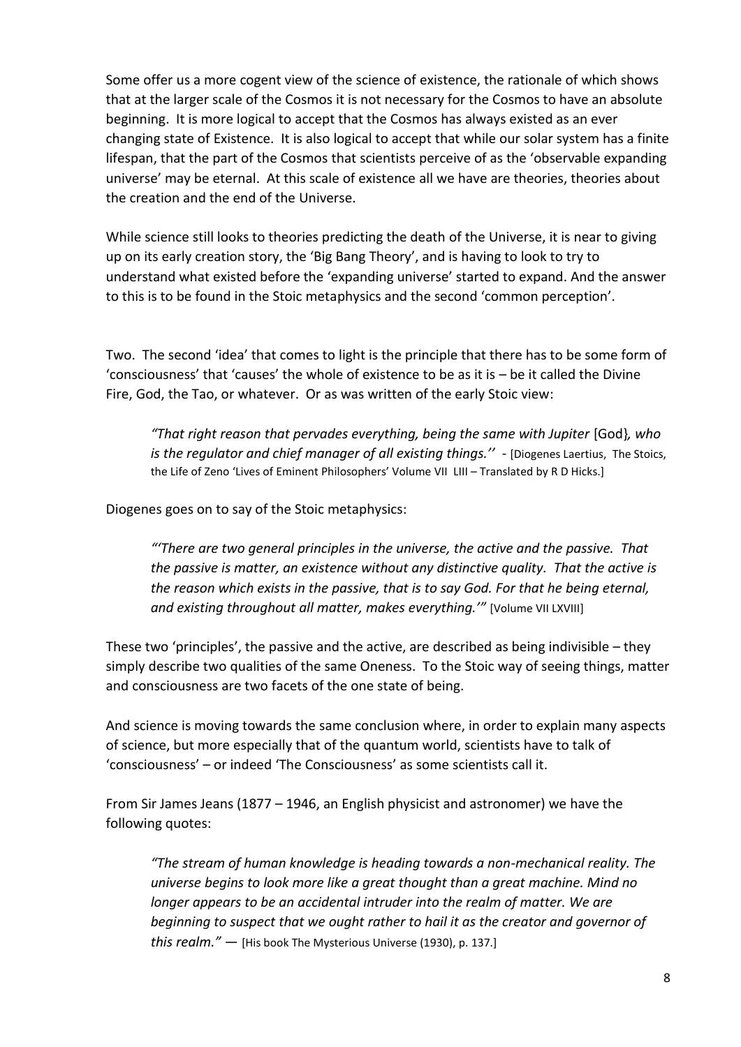Some offer us a more cogent view of the science of existence, the rationale of which shows that at the larger scale of the Cosmos it is not necessary for the Cosmos to have an absolute beginning. It is more logical to accept that the Cosmos has always existed as an ever changing state of Existence. It is also logical to accept that while our solar system has a finite lifespan, that the part of the Cosmos that scientists perceive of as the 'observable expanding universe' may be eternal. At this scale of existence all we have are theories, theories about the creation and the end of the Universe.

While science still looks to theories predicting the death of the Universe, it is near to giving up on its early creation story, the 'Big Bang Theory', and is having to look to try to understand what existed before the 'expanding universe' started to expand. And the answer to this is to be found in the Stoic metaphysics and the second 'common perception'.

Two. The second 'idea' that comes to light is the principle that there has to be some form of 'consciousness' that 'causes' the whole of existence to be as it is – be it called the Divine Fire, God, the Tao, or whatever. Or as was written of the early Stoic view:

> *"That right reason that pervades everything, being the same with Jupiter* [God]*, who is the regulator and chief manager of all existing things.''* - [Diogenes Laertius, The Stoics, the Life of Zeno 'Lives of Eminent Philosophers' Volume VII LIII – Translated by R D Hicks.]

Diogenes goes on to say of the Stoic metaphysics:

> *"'There are two general principles in the universe, the active and the passive. That the passive is matter, an existence without any distinctive quality. That the active is the reason which exists in the passive, that is to say God. For that he being eternal, and existing throughout all matter, makes everything.'"* [Volume VII LXVIII]

These two 'principles', the passive and the active, are described as being indivisible – they simply describe two qualities of the same Oneness. To the Stoic way of seeing things, matter and consciousness are two facets of the one state of being.

And science is moving towards the same conclusion where, in order to explain many aspects of science, but more especially that of the quantum world, scientists have to talk of 'consciousness' – or indeed 'The Consciousness' as some scientists call it.

From Sir James Jeans (1877 – 1946, an English physicist and astronomer) we have the following quotes:

> *"The stream of human knowledge is heading towards a non-mechanical reality. The universe begins to look more like a great thought than a great machine. Mind no longer appears to be an accidental intruder into the realm of matter. We are beginning to suspect that we ought rather to hail it as the creator and governor of this realm."* — [His book The Mysterious Universe (1930), p. 137.]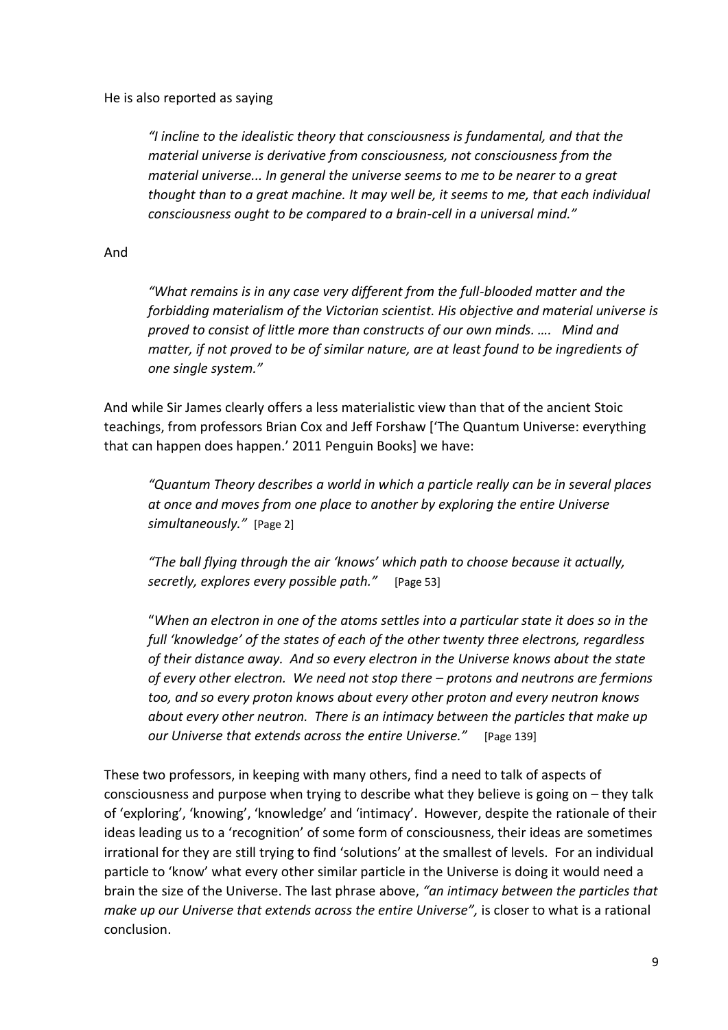He is also reported as saying

> *"I incline to the idealistic theory that consciousness is fundamental, and that the material universe is derivative from consciousness, not consciousness from the material universe... In general the universe seems to me to be nearer to a great thought than to a great machine. It may well be, it seems to me, that each individual consciousness ought to be compared to a brain-cell in a universal mind."*

And

> *"What remains is in any case very different from the full-blooded matter and the forbidding materialism of the Victorian scientist. His objective and material universe is proved to consist of little more than constructs of our own minds. …. Mind and matter, if not proved to be of similar nature, are at least found to be ingredients of one single system."*

And while Sir James clearly offers a less materialistic view than that of the ancient Stoic teachings, from professors Brian Cox and Jeff Forshaw ['The Quantum Universe: everything that can happen does happen.' 2011 Penguin Books] we have:

> *"Quantum Theory describes a world in which a particle really can be in several places at once and moves from one place to another by exploring the entire Universe simultaneously."* [Page 2]
>
> *"The ball flying through the air 'knows' which path to choose because it actually, secretly, explores every possible path."* [Page 53]
>
> "*When an electron in one of the atoms settles into a particular state it does so in the full 'knowledge' of the states of each of the other twenty three electrons, regardless of their distance away. And so every electron in the Universe knows about the state of every other electron. We need not stop there – protons and neutrons are fermions too, and so every proton knows about every other proton and every neutron knows about every other neutron. There is an intimacy between the particles that make up our Universe that extends across the entire Universe."* [Page 139]

These two professors, in keeping with many others, find a need to talk of aspects of consciousness and purpose when trying to describe what they believe is going on – they talk of 'exploring', 'knowing', 'knowledge' and 'intimacy'. However, despite the rationale of their ideas leading us to a 'recognition' of some form of consciousness, their ideas are sometimes irrational for they are still trying to find 'solutions' at the smallest of levels. For an individual particle to 'know' what every other similar particle in the Universe is doing it would need a brain the size of the Universe. The last phrase above, *"an intimacy between the particles that make up our Universe that extends across the entire Universe",* is closer to what is a rational conclusion.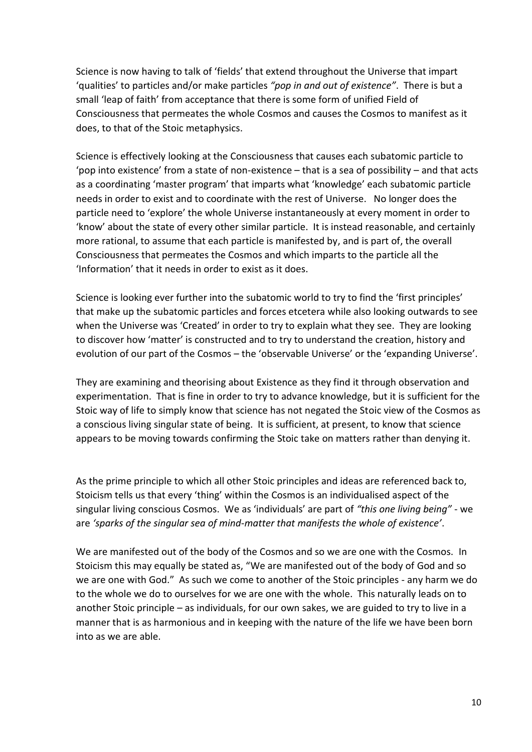Science is now having to talk of 'fields' that extend throughout the Universe that impart 'qualities' to particles and/or make particles *"pop in and out of existence"*. There is but a small 'leap of faith' from acceptance that there is some form of unified Field of Consciousness that permeates the whole Cosmos and causes the Cosmos to manifest as it does, to that of the Stoic metaphysics.

Science is effectively looking at the Consciousness that causes each subatomic particle to 'pop into existence' from a state of non-existence – that is a sea of possibility – and that acts as a coordinating 'master program' that imparts what 'knowledge' each subatomic particle needs in order to exist and to coordinate with the rest of Universe. No longer does the particle need to 'explore' the whole Universe instantaneously at every moment in order to 'know' about the state of every other similar particle. It is instead reasonable, and certainly more rational, to assume that each particle is manifested by, and is part of, the overall Consciousness that permeates the Cosmos and which imparts to the particle all the 'Information' that it needs in order to exist as it does.

Science is looking ever further into the subatomic world to try to find the 'first principles' that make up the subatomic particles and forces etcetera while also looking outwards to see when the Universe was 'Created' in order to try to explain what they see. They are looking to discover how 'matter' is constructed and to try to understand the creation, history and evolution of our part of the Cosmos – the 'observable Universe' or the 'expanding Universe'.

They are examining and theorising about Existence as they find it through observation and experimentation. That is fine in order to try to advance knowledge, but it is sufficient for the Stoic way of life to simply know that science has not negated the Stoic view of the Cosmos as a conscious living singular state of being. It is sufficient, at present, to know that science appears to be moving towards confirming the Stoic take on matters rather than denying it.

As the prime principle to which all other Stoic principles and ideas are referenced back to, Stoicism tells us that every 'thing' within the Cosmos is an individualised aspect of the singular living conscious Cosmos. We as 'individuals' are part of *"this one living being"* - we are *'sparks of the singular sea of mind-matter that manifests the whole of existence'*.

We are manifested out of the body of the Cosmos and so we are one with the Cosmos. In Stoicism this may equally be stated as, "We are manifested out of the body of God and so we are one with God." As such we come to another of the Stoic principles - any harm we do to the whole we do to ourselves for we are one with the whole. This naturally leads on to another Stoic principle – as individuals, for our own sakes, we are guided to try to live in a manner that is as harmonious and in keeping with the nature of the life we have been born into as we are able.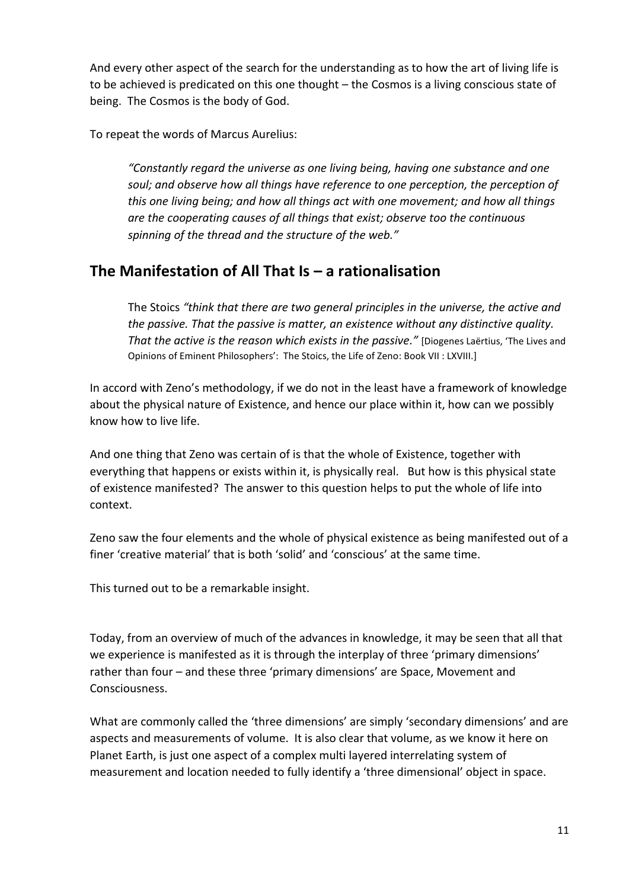And every other aspect of the search for the understanding as to how the art of living life is to be achieved is predicated on this one thought – the Cosmos is a living conscious state of being. The Cosmos is the body of God.

To repeat the words of Marcus Aurelius:

> *"Constantly regard the universe as one living being, having one substance and one soul; and observe how all things have reference to one perception, the perception of this one living being; and how all things act with one movement; and how all things are the cooperating causes of all things that exist; observe too the continuous spinning of the thread and the structure of the web."*

## The Manifestation of All That Is – a rationalisation

> The Stoics *"think that there are two general principles in the universe, the active and the passive. That the passive is matter, an existence without any distinctive quality. That the active is the reason which exists in the passive."* [Diogenes Laërtius, 'The Lives and Opinions of Eminent Philosophers': The Stoics, the Life of Zeno: Book VII : LXVIII.]

In accord with Zeno's methodology, if we do not in the least have a framework of knowledge about the physical nature of Existence, and hence our place within it, how can we possibly know how to live life.

And one thing that Zeno was certain of is that the whole of Existence, together with everything that happens or exists within it, is physically real. But how is this physical state of existence manifested? The answer to this question helps to put the whole of life into context.

Zeno saw the four elements and the whole of physical existence as being manifested out of a finer 'creative material' that is both 'solid' and 'conscious' at the same time.

This turned out to be a remarkable insight.

Today, from an overview of much of the advances in knowledge, it may be seen that all that we experience is manifested as it is through the interplay of three 'primary dimensions' rather than four – and these three 'primary dimensions' are Space, Movement and Consciousness.

What are commonly called the 'three dimensions' are simply 'secondary dimensions' and are aspects and measurements of volume. It is also clear that volume, as we know it here on Planet Earth, is just one aspect of a complex multi layered interrelating system of measurement and location needed to fully identify a 'three dimensional' object in space.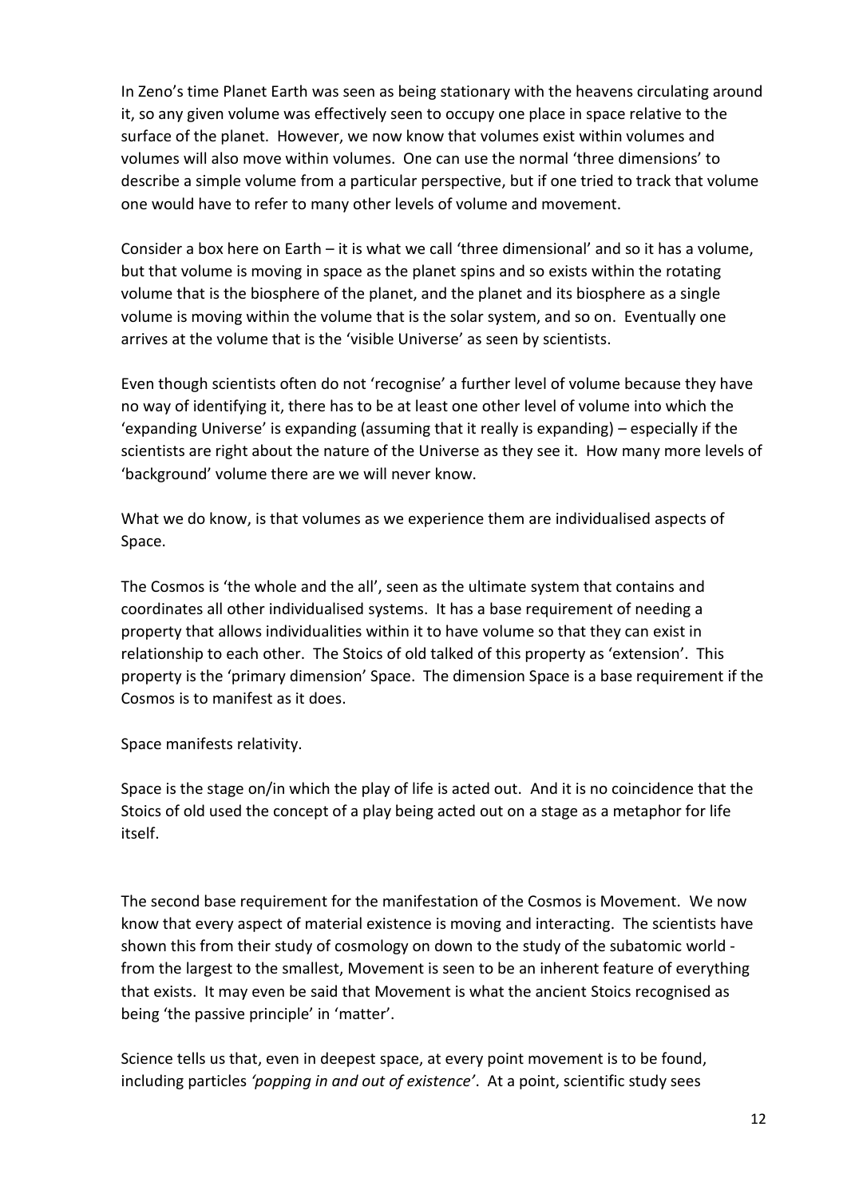In Zeno's time Planet Earth was seen as being stationary with the heavens circulating around it, so any given volume was effectively seen to occupy one place in space relative to the surface of the planet. However, we now know that volumes exist within volumes and volumes will also move within volumes. One can use the normal 'three dimensions' to describe a simple volume from a particular perspective, but if one tried to track that volume one would have to refer to many other levels of volume and movement.

Consider a box here on Earth – it is what we call 'three dimensional' and so it has a volume, but that volume is moving in space as the planet spins and so exists within the rotating volume that is the biosphere of the planet, and the planet and its biosphere as a single volume is moving within the volume that is the solar system, and so on. Eventually one arrives at the volume that is the 'visible Universe' as seen by scientists.

Even though scientists often do not 'recognise' a further level of volume because they have no way of identifying it, there has to be at least one other level of volume into which the 'expanding Universe' is expanding (assuming that it really is expanding) – especially if the scientists are right about the nature of the Universe as they see it. How many more levels of 'background' volume there are we will never know.

What we do know, is that volumes as we experience them are individualised aspects of Space.

The Cosmos is 'the whole and the all', seen as the ultimate system that contains and coordinates all other individualised systems. It has a base requirement of needing a property that allows individualities within it to have volume so that they can exist in relationship to each other. The Stoics of old talked of this property as 'extension'. This property is the 'primary dimension' Space. The dimension Space is a base requirement if the Cosmos is to manifest as it does.

Space manifests relativity.

Space is the stage on/in which the play of life is acted out. And it is no coincidence that the Stoics of old used the concept of a play being acted out on a stage as a metaphor for life itself.

The second base requirement for the manifestation of the Cosmos is Movement. We now know that every aspect of material existence is moving and interacting. The scientists have shown this from their study of cosmology on down to the study of the subatomic world - from the largest to the smallest, Movement is seen to be an inherent feature of everything that exists. It may even be said that Movement is what the ancient Stoics recognised as being 'the passive principle' in 'matter'.

Science tells us that, even in deepest space, at every point movement is to be found, including particles *'popping in and out of existence'*. At a point, scientific study sees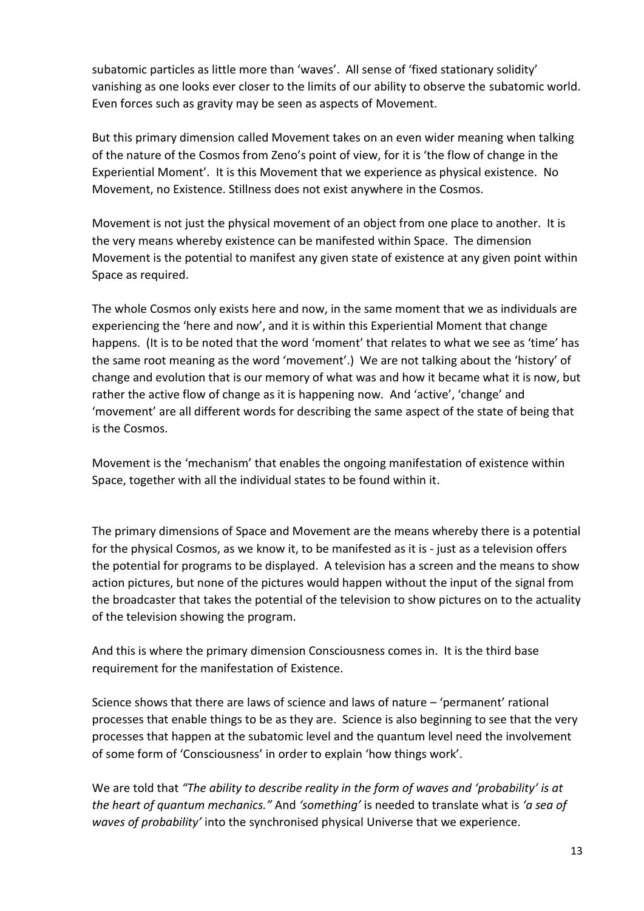subatomic particles as little more than 'waves'. All sense of 'fixed stationary solidity' vanishing as one looks ever closer to the limits of our ability to observe the subatomic world. Even forces such as gravity may be seen as aspects of Movement.

But this primary dimension called Movement takes on an even wider meaning when talking of the nature of the Cosmos from Zeno's point of view, for it is 'the flow of change in the Experiential Moment'. It is this Movement that we experience as physical existence. No Movement, no Existence. Stillness does not exist anywhere in the Cosmos.

Movement is not just the physical movement of an object from one place to another. It is the very means whereby existence can be manifested within Space. The dimension Movement is the potential to manifest any given state of existence at any given point within Space as required.

The whole Cosmos only exists here and now, in the same moment that we as individuals are experiencing the 'here and now', and it is within this Experiential Moment that change happens. (It is to be noted that the word 'moment' that relates to what we see as 'time' has the same root meaning as the word 'movement'.) We are not talking about the 'history' of change and evolution that is our memory of what was and how it became what it is now, but rather the active flow of change as it is happening now. And 'active', 'change' and 'movement' are all different words for describing the same aspect of the state of being that is the Cosmos.

Movement is the 'mechanism' that enables the ongoing manifestation of existence within Space, together with all the individual states to be found within it.

The primary dimensions of Space and Movement are the means whereby there is a potential for the physical Cosmos, as we know it, to be manifested as it is - just as a television offers the potential for programs to be displayed. A television has a screen and the means to show action pictures, but none of the pictures would happen without the input of the signal from the broadcaster that takes the potential of the television to show pictures on to the actuality of the television showing the program.

And this is where the primary dimension Consciousness comes in. It is the third base requirement for the manifestation of Existence.

Science shows that there are laws of science and laws of nature – 'permanent' rational processes that enable things to be as they are. Science is also beginning to see that the very processes that happen at the subatomic level and the quantum level need the involvement of some form of 'Consciousness' in order to explain 'how things work'.

We are told that *"The ability to describe reality in the form of waves and 'probability' is at the heart of quantum mechanics."* And *'something'* is needed to translate what is *'a sea of waves of probability'* into the synchronised physical Universe that we experience.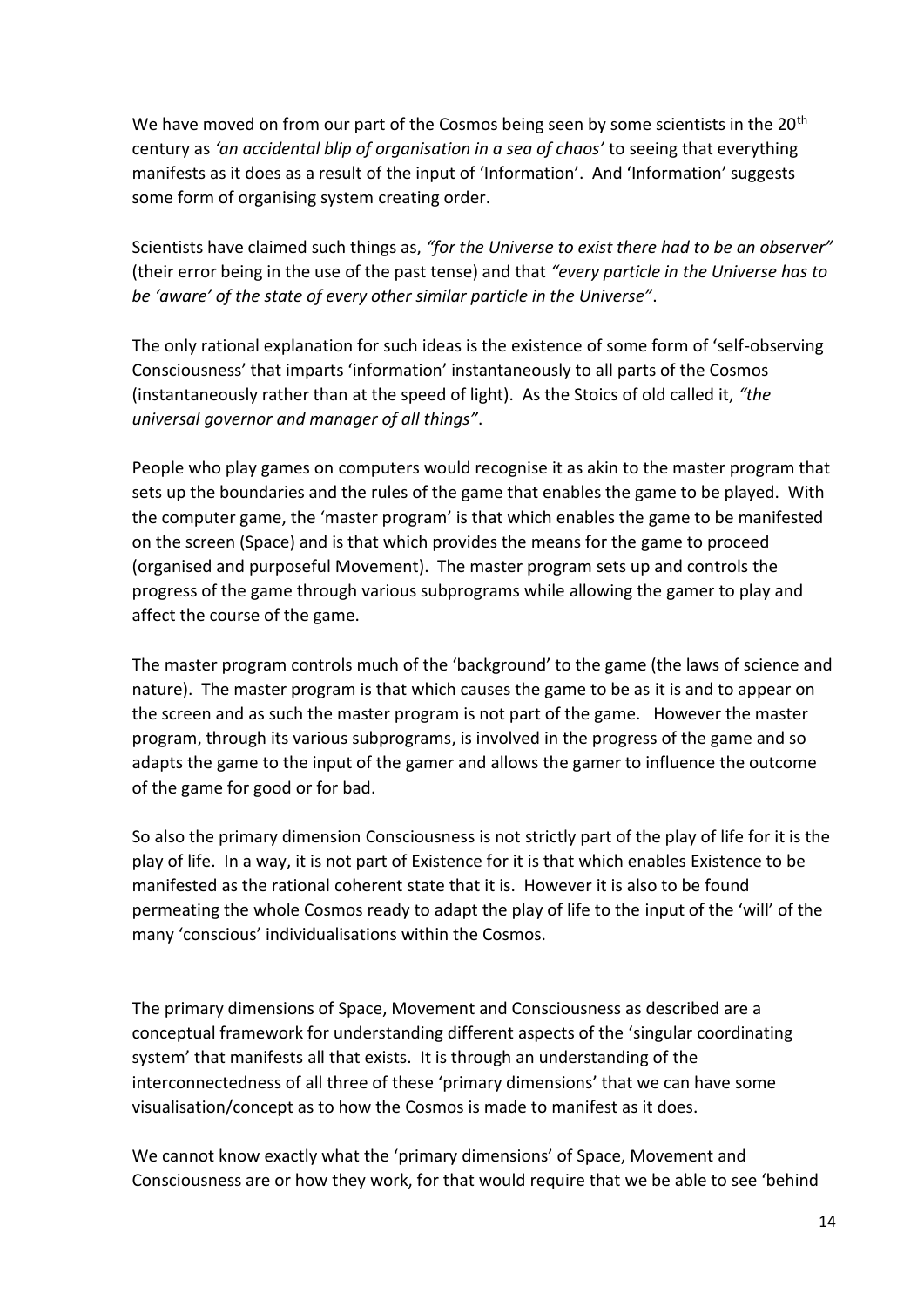We have moved on from our part of the Cosmos being seen by some scientists in the 20th century as *'an accidental blip of organisation in a sea of chaos'* to seeing that everything manifests as it does as a result of the input of 'Information'. And 'Information' suggests some form of organising system creating order.

Scientists have claimed such things as, *"for the Universe to exist there had to be an observer"* (their error being in the use of the past tense) and that *"every particle in the Universe has to be 'aware' of the state of every other similar particle in the Universe"*.

The only rational explanation for such ideas is the existence of some form of 'self-observing Consciousness' that imparts 'information' instantaneously to all parts of the Cosmos (instantaneously rather than at the speed of light). As the Stoics of old called it, *"the universal governor and manager of all things"*.

People who play games on computers would recognise it as akin to the master program that sets up the boundaries and the rules of the game that enables the game to be played. With the computer game, the 'master program' is that which enables the game to be manifested on the screen (Space) and is that which provides the means for the game to proceed (organised and purposeful Movement). The master program sets up and controls the progress of the game through various subprograms while allowing the gamer to play and affect the course of the game.

The master program controls much of the 'background' to the game (the laws of science and nature). The master program is that which causes the game to be as it is and to appear on the screen and as such the master program is not part of the game. However the master program, through its various subprograms, is involved in the progress of the game and so adapts the game to the input of the gamer and allows the gamer to influence the outcome of the game for good or for bad.

So also the primary dimension Consciousness is not strictly part of the play of life for it is the play of life. In a way, it is not part of Existence for it is that which enables Existence to be manifested as the rational coherent state that it is. However it is also to be found permeating the whole Cosmos ready to adapt the play of life to the input of the 'will' of the many 'conscious' individualisations within the Cosmos.

The primary dimensions of Space, Movement and Consciousness as described are a conceptual framework for understanding different aspects of the 'singular coordinating system' that manifests all that exists. It is through an understanding of the interconnectedness of all three of these 'primary dimensions' that we can have some visualisation/concept as to how the Cosmos is made to manifest as it does.

We cannot know exactly what the 'primary dimensions' of Space, Movement and Consciousness are or how they work, for that would require that we be able to see 'behind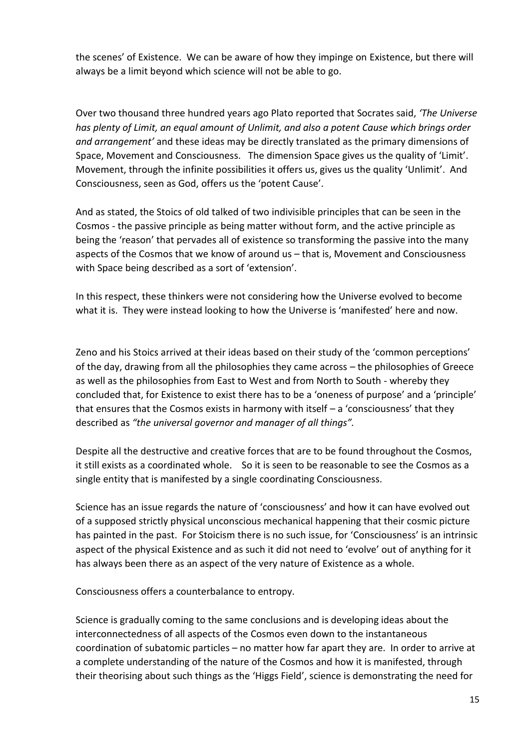the scenes' of Existence. We can be aware of how they impinge on Existence, but there will always be a limit beyond which science will not be able to go.

Over two thousand three hundred years ago Plato reported that Socrates said, *'The Universe has plenty of Limit, an equal amount of Unlimit, and also a potent Cause which brings order and arrangement'* and these ideas may be directly translated as the primary dimensions of Space, Movement and Consciousness. The dimension Space gives us the quality of 'Limit'. Movement, through the infinite possibilities it offers us, gives us the quality 'Unlimit'. And Consciousness, seen as God, offers us the 'potent Cause'.

And as stated, the Stoics of old talked of two indivisible principles that can be seen in the Cosmos - the passive principle as being matter without form, and the active principle as being the 'reason' that pervades all of existence so transforming the passive into the many aspects of the Cosmos that we know of around us – that is, Movement and Consciousness with Space being described as a sort of 'extension'.

In this respect, these thinkers were not considering how the Universe evolved to become what it is. They were instead looking to how the Universe is 'manifested' here and now.

Zeno and his Stoics arrived at their ideas based on their study of the 'common perceptions' of the day, drawing from all the philosophies they came across – the philosophies of Greece as well as the philosophies from East to West and from North to South - whereby they concluded that, for Existence to exist there has to be a 'oneness of purpose' and a 'principle' that ensures that the Cosmos exists in harmony with itself – a 'consciousness' that they described as *"the universal governor and manager of all things".*

Despite all the destructive and creative forces that are to be found throughout the Cosmos, it still exists as a coordinated whole. So it is seen to be reasonable to see the Cosmos as a single entity that is manifested by a single coordinating Consciousness.

Science has an issue regards the nature of 'consciousness' and how it can have evolved out of a supposed strictly physical unconscious mechanical happening that their cosmic picture has painted in the past. For Stoicism there is no such issue, for 'Consciousness' is an intrinsic aspect of the physical Existence and as such it did not need to 'evolve' out of anything for it has always been there as an aspect of the very nature of Existence as a whole.

Consciousness offers a counterbalance to entropy.

Science is gradually coming to the same conclusions and is developing ideas about the interconnectedness of all aspects of the Cosmos even down to the instantaneous coordination of subatomic particles – no matter how far apart they are. In order to arrive at a complete understanding of the nature of the Cosmos and how it is manifested, through their theorising about such things as the 'Higgs Field', science is demonstrating the need for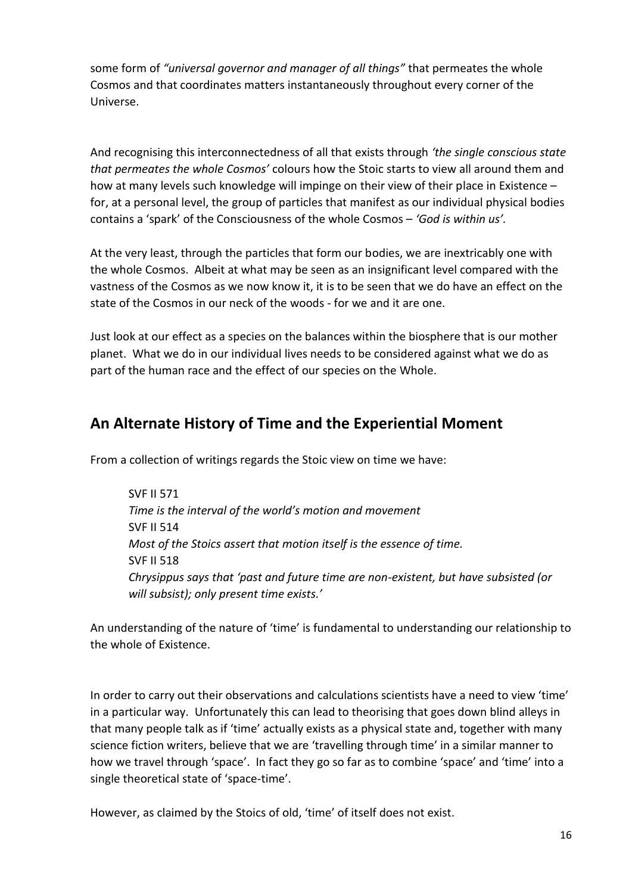some form of *"universal governor and manager of all things"* that permeates the whole Cosmos and that coordinates matters instantaneously throughout every corner of the Universe.

And recognising this interconnectedness of all that exists through *'the single conscious state that permeates the whole Cosmos'* colours how the Stoic starts to view all around them and how at many levels such knowledge will impinge on their view of their place in Existence – for, at a personal level, the group of particles that manifest as our individual physical bodies contains a 'spark' of the Consciousness of the whole Cosmos – *'God is within us'.*

At the very least, through the particles that form our bodies, we are inextricably one with the whole Cosmos. Albeit at what may be seen as an insignificant level compared with the vastness of the Cosmos as we now know it, it is to be seen that we do have an effect on the state of the Cosmos in our neck of the woods - for we and it are one.

Just look at our effect as a species on the balances within the biosphere that is our mother planet. What we do in our individual lives needs to be considered against what we do as part of the human race and the effect of our species on the Whole.

## An Alternate History of Time and the Experiential Moment

From a collection of writings regards the Stoic view on time we have:

> SVF II 571
> *Time is the interval of the world's motion and movement*
> SVF II 514
> *Most of the Stoics assert that motion itself is the essence of time.*
> SVF II 518
> *Chrysippus says that 'past and future time are non-existent, but have subsisted (or will subsist); only present time exists.'*

An understanding of the nature of 'time' is fundamental to understanding our relationship to the whole of Existence.

In order to carry out their observations and calculations scientists have a need to view 'time' in a particular way. Unfortunately this can lead to theorising that goes down blind alleys in that many people talk as if 'time' actually exists as a physical state and, together with many science fiction writers, believe that we are 'travelling through time' in a similar manner to how we travel through 'space'. In fact they go so far as to combine 'space' and 'time' into a single theoretical state of 'space-time'.

However, as claimed by the Stoics of old, 'time' of itself does not exist.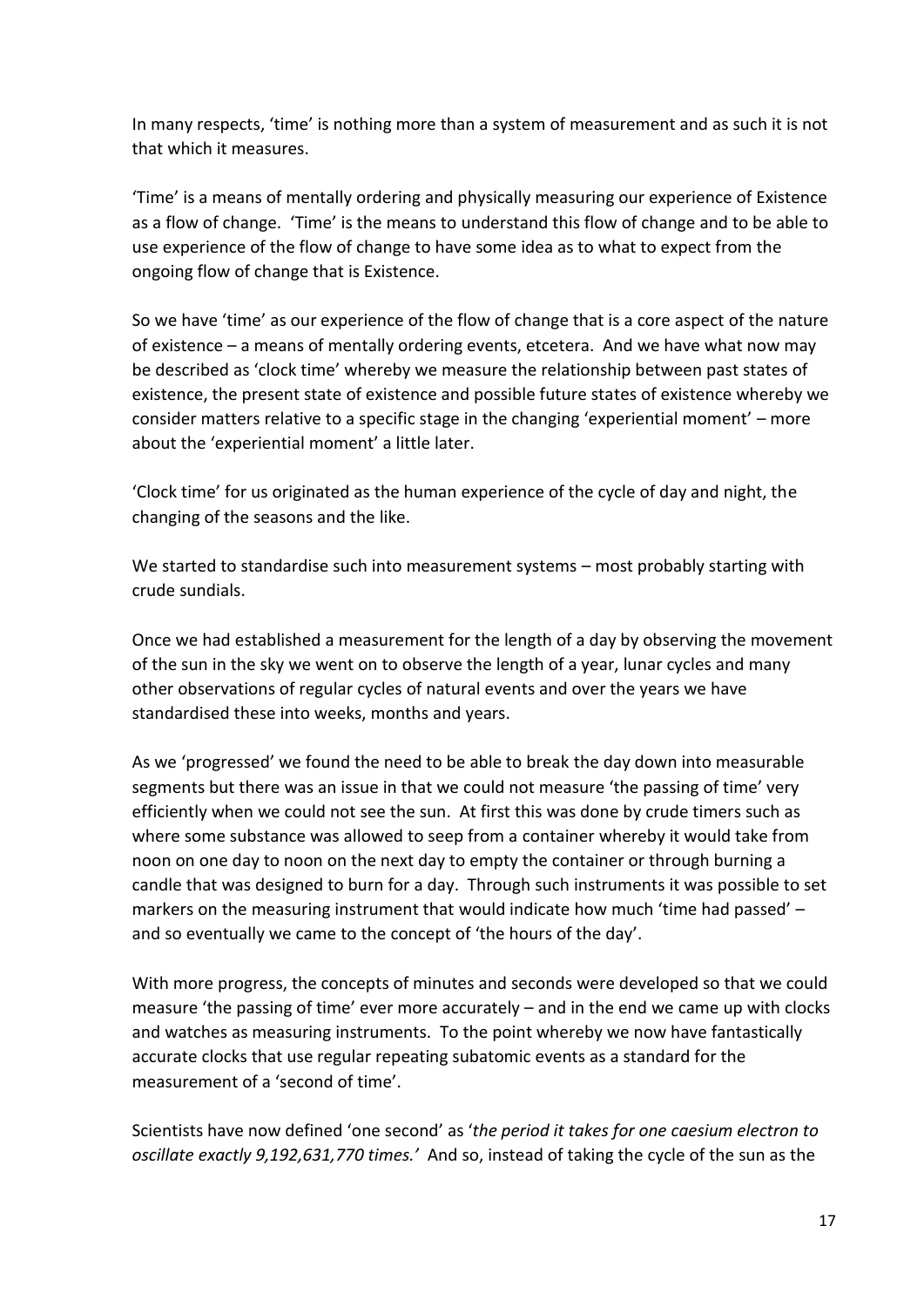In many respects, 'time' is nothing more than a system of measurement and as such it is not that which it measures.

'Time' is a means of mentally ordering and physically measuring our experience of Existence as a flow of change. 'Time' is the means to understand this flow of change and to be able to use experience of the flow of change to have some idea as to what to expect from the ongoing flow of change that is Existence.

So we have 'time' as our experience of the flow of change that is a core aspect of the nature of existence – a means of mentally ordering events, etcetera. And we have what now may be described as 'clock time' whereby we measure the relationship between past states of existence, the present state of existence and possible future states of existence whereby we consider matters relative to a specific stage in the changing 'experiential moment' – more about the 'experiential moment' a little later.

'Clock time' for us originated as the human experience of the cycle of day and night, the changing of the seasons and the like.

We started to standardise such into measurement systems – most probably starting with crude sundials.

Once we had established a measurement for the length of a day by observing the movement of the sun in the sky we went on to observe the length of a year, lunar cycles and many other observations of regular cycles of natural events and over the years we have standardised these into weeks, months and years.

As we 'progressed' we found the need to be able to break the day down into measurable segments but there was an issue in that we could not measure 'the passing of time' very efficiently when we could not see the sun. At first this was done by crude timers such as where some substance was allowed to seep from a container whereby it would take from noon on one day to noon on the next day to empty the container or through burning a candle that was designed to burn for a day. Through such instruments it was possible to set markers on the measuring instrument that would indicate how much 'time had passed' – and so eventually we came to the concept of 'the hours of the day'.

With more progress, the concepts of minutes and seconds were developed so that we could measure 'the passing of time' ever more accurately – and in the end we came up with clocks and watches as measuring instruments. To the point whereby we now have fantastically accurate clocks that use regular repeating subatomic events as a standard for the measurement of a 'second of time'.

Scientists have now defined 'one second' as '*the period it takes for one caesium electron to oscillate exactly 9,192,631,770 times.'* And so, instead of taking the cycle of the sun as the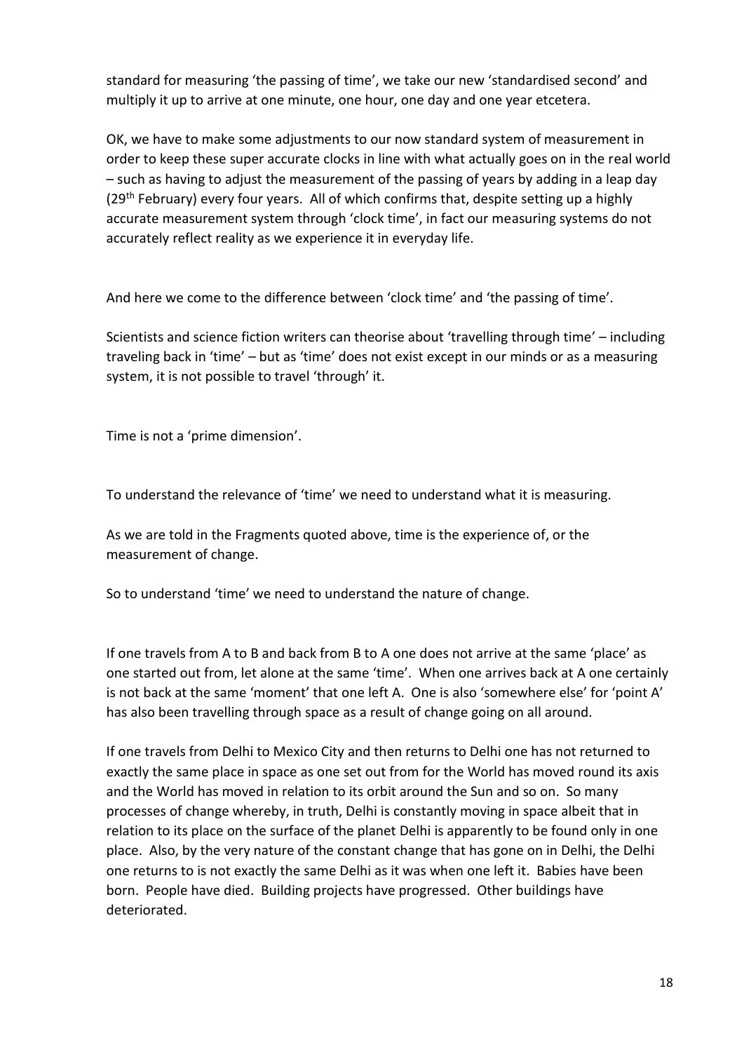standard for measuring 'the passing of time', we take our new 'standardised second' and multiply it up to arrive at one minute, one hour, one day and one year etcetera.

OK, we have to make some adjustments to our now standard system of measurement in order to keep these super accurate clocks in line with what actually goes on in the real world – such as having to adjust the measurement of the passing of years by adding in a leap day (29th February) every four years. All of which confirms that, despite setting up a highly accurate measurement system through 'clock time', in fact our measuring systems do not accurately reflect reality as we experience it in everyday life.

And here we come to the difference between 'clock time' and 'the passing of time'.

Scientists and science fiction writers can theorise about 'travelling through time' – including traveling back in 'time' – but as 'time' does not exist except in our minds or as a measuring system, it is not possible to travel 'through' it.

Time is not a 'prime dimension'.

To understand the relevance of 'time' we need to understand what it is measuring.

As we are told in the Fragments quoted above, time is the experience of, or the measurement of change.

So to understand 'time' we need to understand the nature of change.

If one travels from A to B and back from B to A one does not arrive at the same 'place' as one started out from, let alone at the same 'time'. When one arrives back at A one certainly is not back at the same 'moment' that one left A. One is also 'somewhere else' for 'point A' has also been travelling through space as a result of change going on all around.

If one travels from Delhi to Mexico City and then returns to Delhi one has not returned to exactly the same place in space as one set out from for the World has moved round its axis and the World has moved in relation to its orbit around the Sun and so on. So many processes of change whereby, in truth, Delhi is constantly moving in space albeit that in relation to its place on the surface of the planet Delhi is apparently to be found only in one place. Also, by the very nature of the constant change that has gone on in Delhi, the Delhi one returns to is not exactly the same Delhi as it was when one left it. Babies have been born. People have died. Building projects have progressed. Other buildings have deteriorated.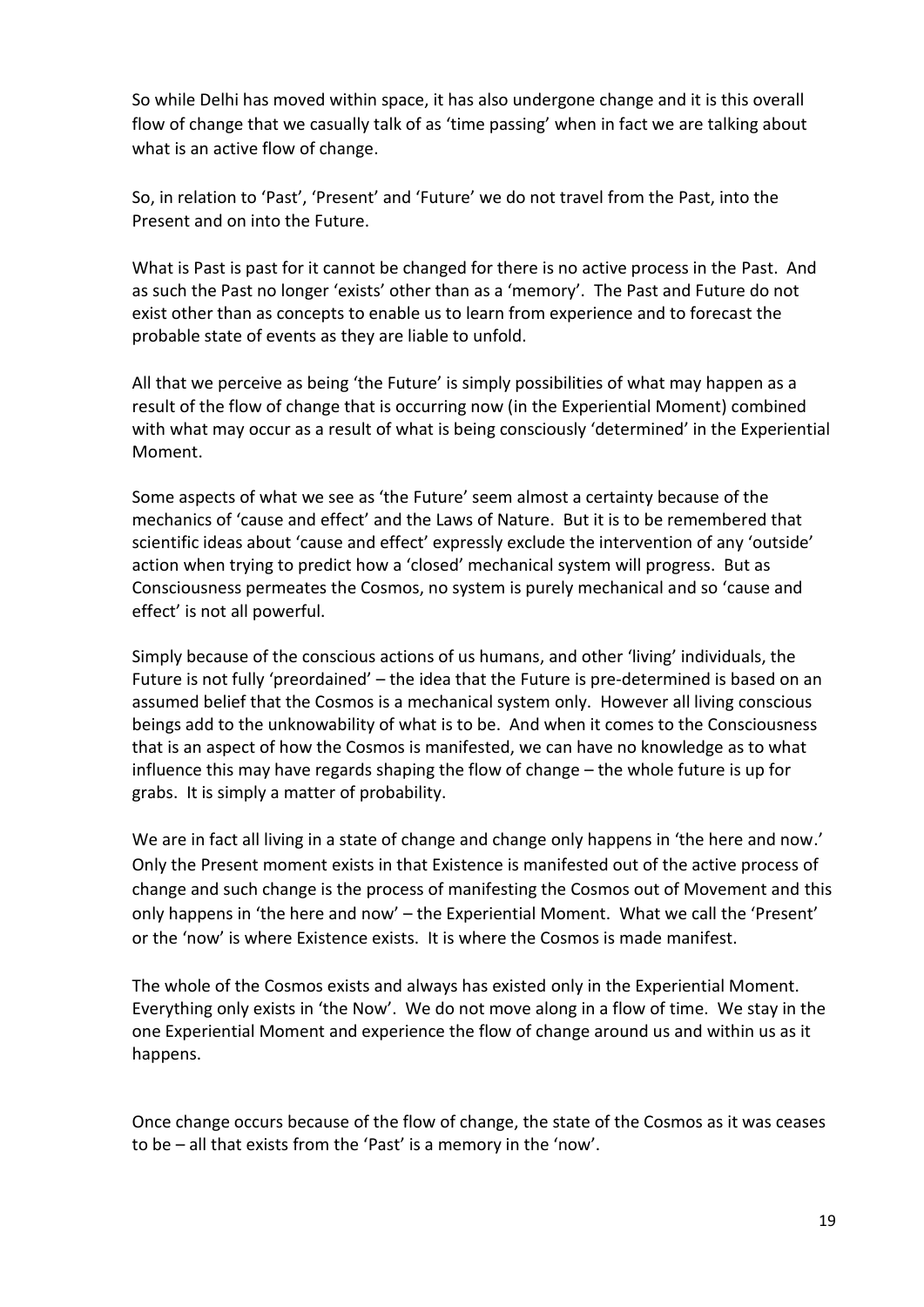So while Delhi has moved within space, it has also undergone change and it is this overall flow of change that we casually talk of as 'time passing' when in fact we are talking about what is an active flow of change.

So, in relation to 'Past', 'Present' and 'Future' we do not travel from the Past, into the Present and on into the Future.

What is Past is past for it cannot be changed for there is no active process in the Past. And as such the Past no longer 'exists' other than as a 'memory'. The Past and Future do not exist other than as concepts to enable us to learn from experience and to forecast the probable state of events as they are liable to unfold.

All that we perceive as being 'the Future' is simply possibilities of what may happen as a result of the flow of change that is occurring now (in the Experiential Moment) combined with what may occur as a result of what is being consciously 'determined' in the Experiential Moment.

Some aspects of what we see as 'the Future' seem almost a certainty because of the mechanics of 'cause and effect' and the Laws of Nature. But it is to be remembered that scientific ideas about 'cause and effect' expressly exclude the intervention of any 'outside' action when trying to predict how a 'closed' mechanical system will progress. But as Consciousness permeates the Cosmos, no system is purely mechanical and so 'cause and effect' is not all powerful.

Simply because of the conscious actions of us humans, and other 'living' individuals, the Future is not fully 'preordained' – the idea that the Future is pre-determined is based on an assumed belief that the Cosmos is a mechanical system only. However all living conscious beings add to the unknowability of what is to be. And when it comes to the Consciousness that is an aspect of how the Cosmos is manifested, we can have no knowledge as to what influence this may have regards shaping the flow of change – the whole future is up for grabs. It is simply a matter of probability.

We are in fact all living in a state of change and change only happens in 'the here and now.' Only the Present moment exists in that Existence is manifested out of the active process of change and such change is the process of manifesting the Cosmos out of Movement and this only happens in 'the here and now' – the Experiential Moment. What we call the 'Present' or the 'now' is where Existence exists. It is where the Cosmos is made manifest.

The whole of the Cosmos exists and always has existed only in the Experiential Moment. Everything only exists in 'the Now'. We do not move along in a flow of time. We stay in the one Experiential Moment and experience the flow of change around us and within us as it happens.

Once change occurs because of the flow of change, the state of the Cosmos as it was ceases to be – all that exists from the 'Past' is a memory in the 'now'.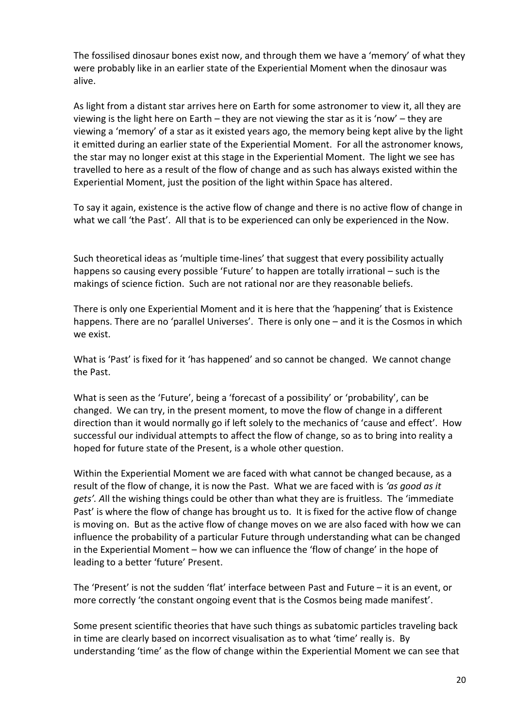The fossilised dinosaur bones exist now, and through them we have a 'memory' of what they were probably like in an earlier state of the Experiential Moment when the dinosaur was alive.

As light from a distant star arrives here on Earth for some astronomer to view it, all they are viewing is the light here on Earth – they are not viewing the star as it is 'now' – they are viewing a 'memory' of a star as it existed years ago, the memory being kept alive by the light it emitted during an earlier state of the Experiential Moment. For all the astronomer knows, the star may no longer exist at this stage in the Experiential Moment. The light we see has travelled to here as a result of the flow of change and as such has always existed within the Experiential Moment, just the position of the light within Space has altered.

To say it again, existence is the active flow of change and there is no active flow of change in what we call 'the Past'. All that is to be experienced can only be experienced in the Now.

Such theoretical ideas as 'multiple time-lines' that suggest that every possibility actually happens so causing every possible 'Future' to happen are totally irrational – such is the makings of science fiction. Such are not rational nor are they reasonable beliefs.

There is only one Experiential Moment and it is here that the 'happening' that is Existence happens. There are no 'parallel Universes'. There is only one – and it is the Cosmos in which we exist.

What is 'Past' is fixed for it 'has happened' and so cannot be changed. We cannot change the Past.

What is seen as the 'Future', being a 'forecast of a possibility' or 'probability', can be changed. We can try, in the present moment, to move the flow of change in a different direction than it would normally go if left solely to the mechanics of 'cause and effect'. How successful our individual attempts to affect the flow of change, so as to bring into reality a hoped for future state of the Present, is a whole other question.

Within the Experiential Moment we are faced with what cannot be changed because, as a result of the flow of change, it is now the Past. What we are faced with is *'as good as it gets'.* All the wishing things could be other than what they are is fruitless. The 'immediate Past' is where the flow of change has brought us to. It is fixed for the active flow of change is moving on. But as the active flow of change moves on we are also faced with how we can influence the probability of a particular Future through understanding what can be changed in the Experiential Moment – how we can influence the 'flow of change' in the hope of leading to a better 'future' Present.

The 'Present' is not the sudden 'flat' interface between Past and Future – it is an event, or more correctly 'the constant ongoing event that is the Cosmos being made manifest'.

Some present scientific theories that have such things as subatomic particles traveling back in time are clearly based on incorrect visualisation as to what 'time' really is. By understanding 'time' as the flow of change within the Experiential Moment we can see that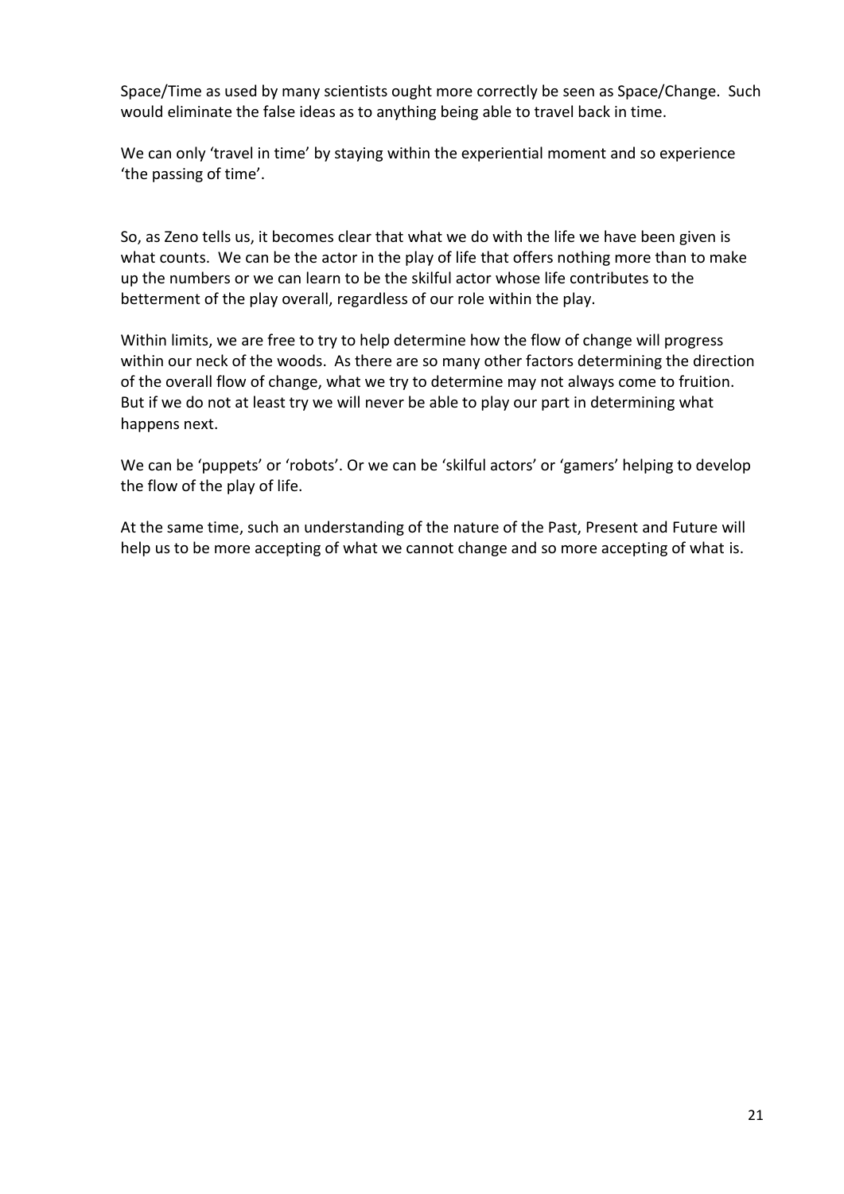Space/Time as used by many scientists ought more correctly be seen as Space/Change. Such would eliminate the false ideas as to anything being able to travel back in time.

We can only 'travel in time' by staying within the experiential moment and so experience 'the passing of time'.

So, as Zeno tells us, it becomes clear that what we do with the life we have been given is what counts. We can be the actor in the play of life that offers nothing more than to make up the numbers or we can learn to be the skilful actor whose life contributes to the betterment of the play overall, regardless of our role within the play.

Within limits, we are free to try to help determine how the flow of change will progress within our neck of the woods. As there are so many other factors determining the direction of the overall flow of change, what we try to determine may not always come to fruition. But if we do not at least try we will never be able to play our part in determining what happens next.

We can be 'puppets' or 'robots'. Or we can be 'skilful actors' or 'gamers' helping to develop the flow of the play of life.

At the same time, such an understanding of the nature of the Past, Present and Future will help us to be more accepting of what we cannot change and so more accepting of what is.